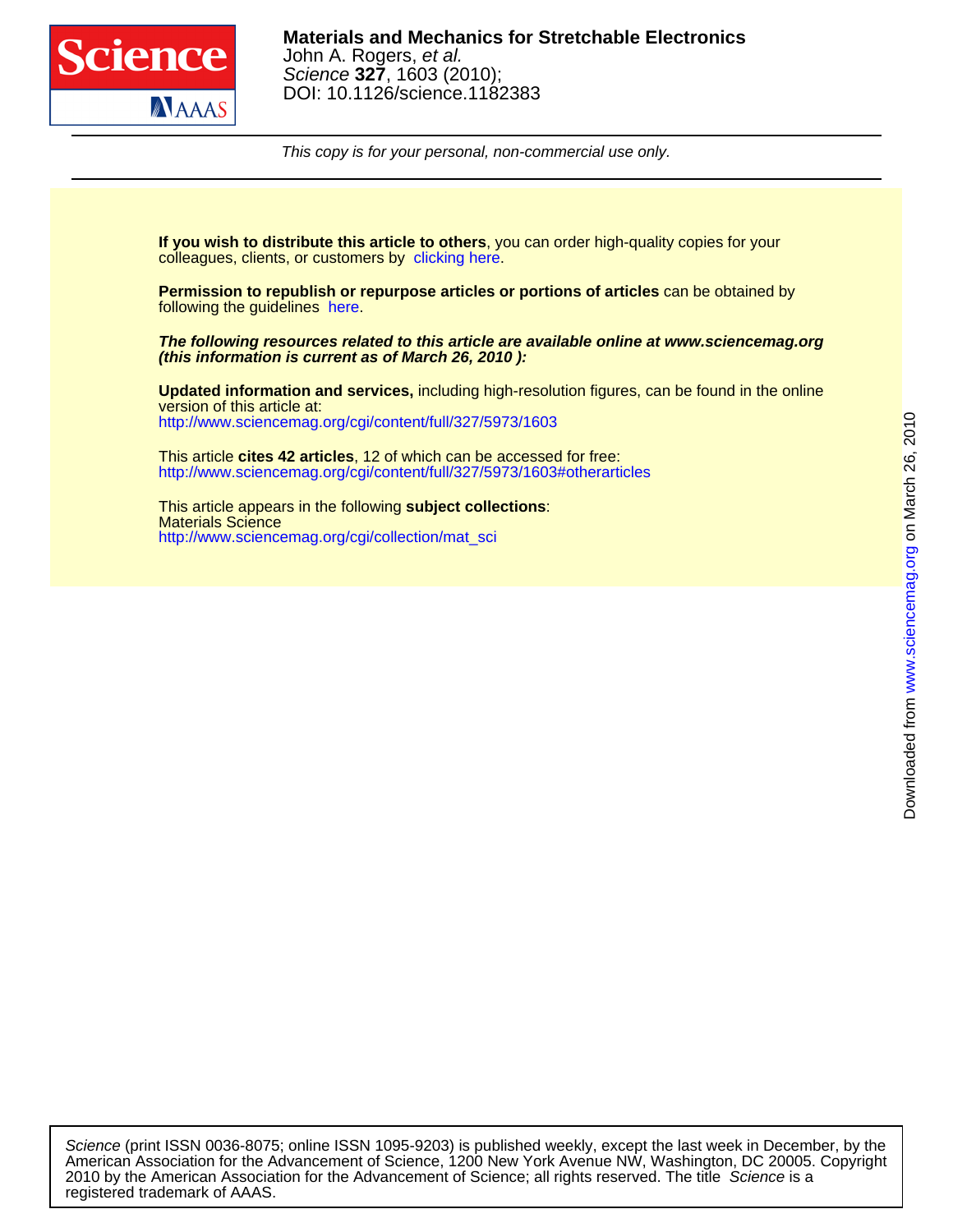**Materials and Mechanics for Stretchable Electronics**
John A. Rogers, *et al.*
*Science* **327**, 1603 (2010);
DOI: 10.1126/science.1182383

*This copy is for your personal, non-commercial use only.*

**If you wish to distribute this article to others**, you can order high-quality copies for your colleagues, clients, or customers by clicking here.

**Permission to republish or repurpose articles or portions of articles** can be obtained by following the guidelines here.

***The following resources related to this article are available online at www.sciencemag.org (this information is current as of March 26, 2010 ):***

**Updated information and services,** including high-resolution figures, can be found in the online version of this article at:
http://www.sciencemag.org/cgi/content/full/327/5973/1603

This article **cites 42 articles**, 12 of which can be accessed for free:
http://www.sciencemag.org/cgi/content/full/327/5973/1603#otherarticles

This article appears in the following **subject collections**:
Materials Science
http://www.sciencemag.org/cgi/collection/mat_sci

Downloaded from www.sciencemag.org on March 26, 2010

*Science* (print ISSN 0036-8075; online ISSN 1095-9203) is published weekly, except the last week in December, by the American Association for the Advancement of Science, 1200 New York Avenue NW, Washington, DC 20005. Copyright 2010 by the American Association for the Advancement of Science; all rights reserved. The title *Science* is a registered trademark of AAAS.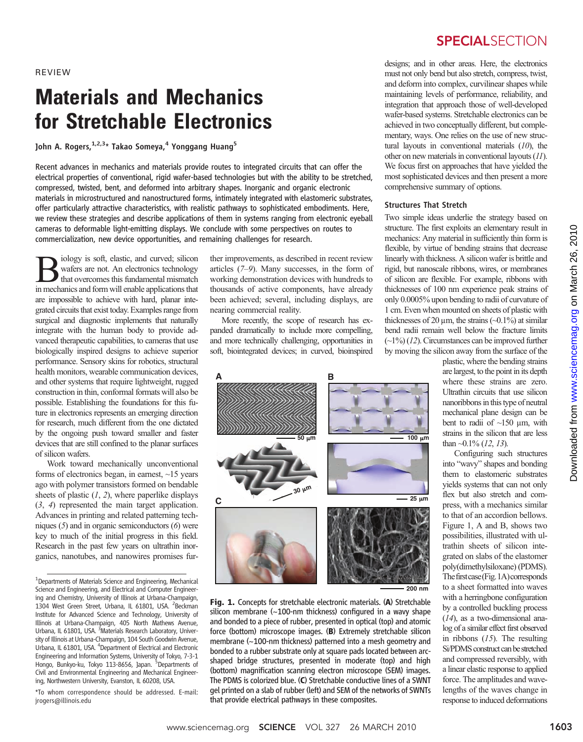REVIEW

# Materials and Mechanics for Stretchable Electronics

**John A. Rogers,[1,2,3]* Takao Someya,[4] Yonggang Huang[5]**

**Recent advances in mechanics and materials provide routes to integrated circuits that can offer the electrical properties of conventional, rigid wafer-based technologies but with the ability to be stretched, compressed, twisted, bent, and deformed into arbitrary shapes. Inorganic and organic electronic materials in microstructured and nanostructured forms, intimately integrated with elastomeric substrates, offer particularly attractive characteristics, with realistic pathways to sophisticated embodiments. Here, we review these strategies and describe applications of them in systems ranging from electronic eyeball cameras to deformable light-emitting displays. We conclude with some perspectives on routes to commercialization, new device opportunities, and remaining challenges for research.**

Biology is soft, elastic, and curved; silicon wafers are not. An electronics technology that overcomes this fundamental mismatch in mechanics and form will enable applications that are impossible to achieve with hard, planar integrated circuits that exist today. Examples range from surgical and diagnostic implements that naturally integrate with the human body to provide advanced therapeutic capabilities, to cameras that use biologically inspired designs to achieve superior performance. Sensory skins for robotics, structural health monitors, wearable communication devices, and other systems that require lightweight, rugged construction in thin, conformal formats will also be possible. Establishing the foundations for this future in electronics represents an emerging direction for research, much different from the one dictated by the ongoing push toward smaller and faster devices that are still confined to the planar surfaces of silicon wafers.

Work toward mechanically unconventional forms of electronics began, in earnest, ~15 years ago with polymer transistors formed on bendable sheets of plastic (*1*, *2*), where paperlike displays (*3*, *4*) represented the main target application. Advances in printing and related patterning techniques (*5*) and in organic semiconductors (*6*) were key to much of the initial progress in this field. Research in the past few years on ultrathin inorganics, nanotubes, and nanowires promises further improvements, as described in recent review articles (*7*–*9*). Many successes, in the form of working demonstration devices with hundreds to thousands of active components, have already been achieved; several, including displays, are nearing commercial reality.

More recently, the scope of research has expanded dramatically to include more compelling, and more technically challenging, opportunities in soft, biointegrated devices; in curved, bioinspired designs; and in other areas. Here, the electronics must not only bend but also stretch, compress, twist, and deform into complex, curvilinear shapes while maintaining levels of performance, reliability, and integration that approach those of well-developed wafer-based systems. Stretchable electronics can be achieved in two conceptually different, but complementary, ways. One relies on the use of new structural layouts in conventional materials (*10*), the other on new materials in conventional layouts (*11*). We focus first on approaches that have yielded the most sophisticated devices and then present a more comprehensive summary of options.

### Structures That Stretch

Two simple ideas underlie the strategy based on structure. The first exploits an elementary result in mechanics: Any material in sufficiently thin form is flexible, by virtue of bending strains that decrease linearly with thickness. A silicon wafer is brittle and rigid, but nanoscale ribbons, wires, or membranes of silicon are flexible. For example, ribbons with thicknesses of 100 nm experience peak strains of only 0.0005% upon bending to radii of curvature of 1 cm. Even when mounted on sheets of plastic with thicknesses of 20 μm, the strains (~0.1%) at similar bend radii remain well below the fracture limits (~1%) (*12*). Circumstances can be improved further by moving the silicon away from the surface of the plastic, where the bending strains are largest, to the point in its depth where these strains are zero. Ultrathin circuits that use silicon nanoribbons in this type of neutral mechanical plane design can be bent to radii of ~150 μm, with strains in the silicon that are less than ~0.1% (*12*, *13*).

Configuring such structures into "wavy" shapes and bonding them to elastomeric substrates yields systems that can not only flex but also stretch and compress, with a mechanics similar to that of an accordion bellows. Figure 1, A and B, shows two possibilities, illustrated with ultrathin sheets of silicon integrated on slabs of the elastomer poly(dimethylsiloxane) (PDMS). The first case (Fig. 1A) corresponds to a sheet formatted into waves with a herringbone configuration by a controlled buckling process (*14*), as a two-dimensional analog of a similar effect first observed in ribbons (*15*). The resulting Si/PDMS construct can be stretched and compressed reversibly, with a linear elastic response to applied force. The amplitudes and wavelengths of the waves change in response to induced deformations

**Fig. 1.** Concepts for stretchable electronic materials. (**A**) Stretchable silicon membrane (~100-nm thickness) configured in a wavy shape and bonded to a piece of rubber, presented in optical (top) and atomic force (bottom) microscope images. (**B**) Extremely stretchable silicon membrane (~100-nm thickness) patterned into a mesh geometry and bonded to a rubber substrate only at square pads located between arc-shaped bridge structures, presented in moderate (top) and high (bottom) magnification scanning electron microscope (SEM) images. The PDMS is colorized blue. (**C**) Stretchable conductive lines of a SWNT gel printed on a slab of rubber (left) and SEM of the networks of SWNTs that provide electrical pathways in these composites.

[1]Departments of Materials Science and Engineering, Mechanical Science and Engineering, and Electrical and Computer Engineering and Chemistry, University of Illinois at Urbana-Champaign, 1304 West Green Street, Urbana, IL 61801, USA. [2]Beckman Institute for Advanced Science and Technology, University of Illinois at Urbana-Champaign, 405 North Mathews Avenue, Urbana, IL 61801, USA. [3]Materials Research Laboratory, University of Illinois at Urbana-Champaign, 104 South Goodwin Avenue, Urbana, IL 61801, USA. [4]Department of Electrical and Electronic Engineering and Information Systems, University of Tokyo, 7-3-1 Hongo, Bunkyo-ku, Tokyo 113-8656, Japan. [5]Departments of Civil and Environmental Engineering and Mechanical Engineering, Northwestern University, Evanston, IL 60208, USA.

*To whom correspondence should be addressed. E-mail: jrogers@illinois.edu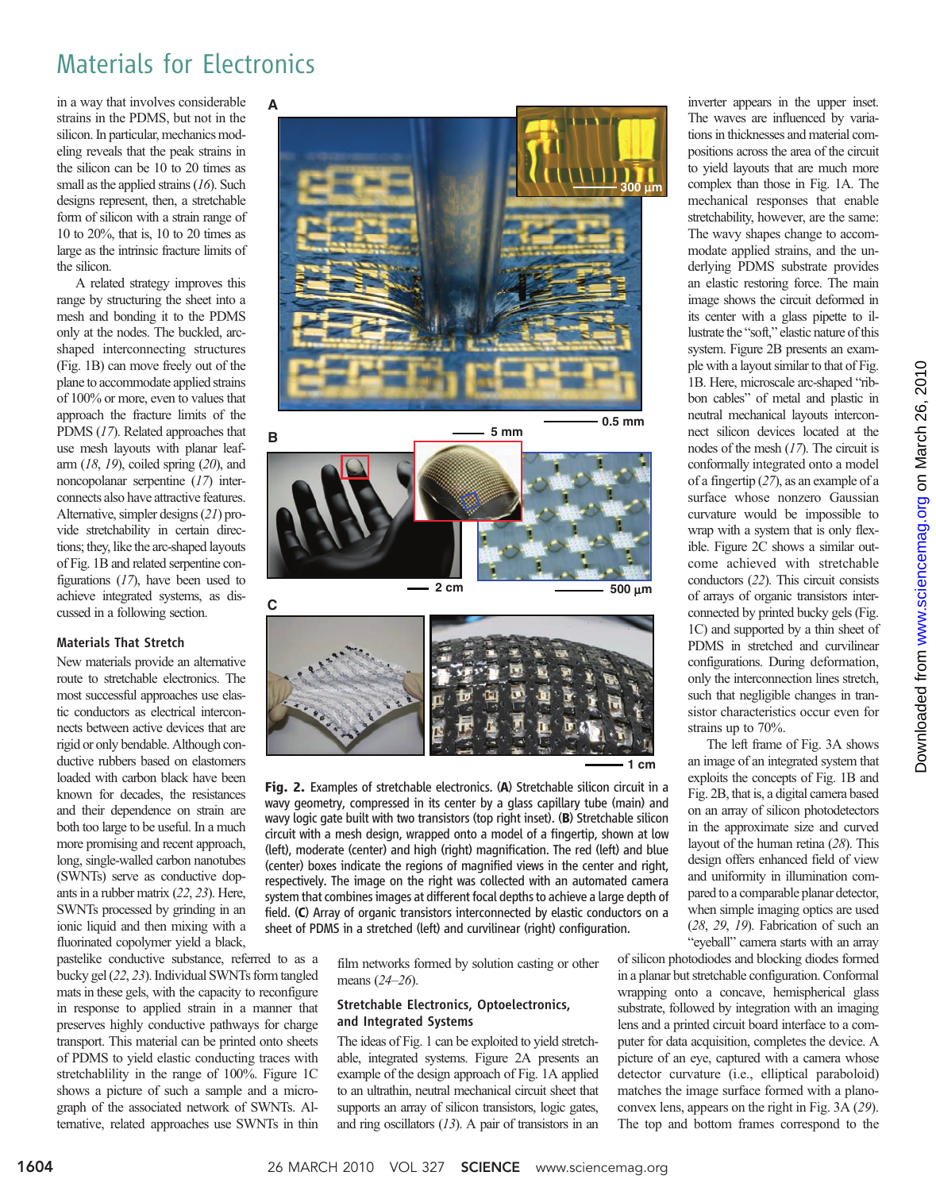in a way that involves considerable strains in the PDMS, but not in the silicon. In particular, mechanics modeling reveals that the peak strains in the silicon can be 10 to 20 times as small as the applied strains (*16*). Such designs represent, then, a stretchable form of silicon with a strain range of 10 to 20%, that is, 10 to 20 times as large as the intrinsic fracture limits of the silicon.

A related strategy improves this range by structuring the sheet into a mesh and bonding it to the PDMS only at the nodes. The buckled, arc-shaped interconnecting structures (Fig. 1B) can move freely out of the plane to accommodate applied strains of 100% or more, even to values that approach the fracture limits of the PDMS (*17*). Related approaches that use mesh layouts with planar leaf-arm (*18*, *19*), coiled spring (*20*), and noncopolanar serpentine (*17*) interconnects also have attractive features. Alternative, simpler designs (*21*) provide stretchability in certain directions; they, like the arc-shaped layouts of Fig. 1B and related serpentine configurations (*17*), have been used to achieve integrated systems, as discussed in a following section.

### Materials That Stretch

New materials provide an alternative route to stretchable electronics. The most successful approaches use elastic conductors as electrical interconnects between active devices that are rigid or only bendable. Although conductive rubbers based on elastomers loaded with carbon black have been known for decades, the resistances and their dependence on strain are both too large to be useful. In a much more promising and recent approach, long, single-walled carbon nanotubes (SWNTs) serve as conductive dopants in a rubber matrix (*22*, *23*). Here, SWNTs processed by grinding in an ionic liquid and then mixing with a fluorinated copolymer yield a black, pastelike conductive substance, referred to as a bucky gel (*22*, *23*). Individual SWNTs form tangled mats in these gels, with the capacity to reconfigure in response to applied strain in a manner that preserves highly conductive pathways for charge transport. This material can be printed onto sheets of PDMS to yield elastic conducting traces with stretchablity in the range of 100%. Figure 1C shows a picture of such a sample and a micrograph of the associated network of SWNTs. Alternative, related approaches use SWNTs in thin film networks formed by solution casting or other means (*24*–*26*).

**Fig. 2.** Examples of stretchable electronics. (**A**) Stretchable silicon circuit in a wavy geometry, compressed in its center by a glass capillary tube (main) and wavy logic gate built with two transistors (top right inset). (**B**) Stretchable silicon circuit with a mesh design, wrapped onto a model of a fingertip, shown at low (left), moderate (center) and high (right) magnification. The red (left) and blue (center) boxes indicate the regions of magnified views in the center and right, respectively. The image on the right was collected with an automated camera system that combines images at different focal depths to achieve a large depth of field. (**C**) Array of organic transistors interconnected by elastic conductors on a sheet of PDMS in a stretched (left) and curvilinear (right) configuration.

### Stretchable Electronics, Optoelectronics, and Integrated Systems

The ideas of Fig. 1 can be exploited to yield stretchable, integrated systems. Figure 2A presents an example of the design approach of Fig. 1A applied to an ultrathin, neutral mechanical circuit sheet that supports an array of silicon transistors, logic gates, and ring oscillators (*13*). A pair of transistors in an inverter appears in the upper inset. The waves are influenced by variations in thicknesses and material compositions across the area of the circuit to yield layouts that are much more complex than those in Fig. 1A. The mechanical responses that enable stretchability, however, are the same: The wavy shapes change to accommodate applied strains, and the underlying PDMS substrate provides an elastic restoring force. The main image shows the circuit deformed in its center with a glass pipette to illustrate the "soft," elastic nature of this system. Figure 2B presents an example with a layout similar to that of Fig. 1B. Here, microscale arc-shaped "ribbon cables" of metal and plastic in neutral mechanical layouts interconnect silicon devices located at the nodes of the mesh (*17*). The circuit is conformally integrated onto a model of a fingertip (*27*), as an example of a surface whose nonzero Gaussian curvature would be impossible to wrap with a system that is only flexible. Figure 2C shows a similar outcome achieved with stretchable conductors (*22*). This circuit consists of arrays of organic transistors interconnected by printed bucky gels (Fig. 1C) and supported by a thin sheet of PDMS in stretched and curvilinear configurations. During deformation, only the interconnection lines stretch, such that negligible changes in transistor characteristics occur even for strains up to 70%.

The left frame of Fig. 3A shows an image of an integrated system that exploits the concepts of Fig. 1B and Fig. 2B, that is, a digital camera based on an array of silicon photodetectors in the approximate size and curved layout of the human retina (*28*). This design offers enhanced field of view and uniformity in illumination compared to a comparable planar detector, when simple imaging optics are used (*28*, *29*, *19*). Fabrication of such an "eyeball" camera starts with an array of silicon photodiodes and blocking diodes formed in a planar but stretchable configuration. Conformal wrapping onto a concave, hemispherical glass substrate, followed by integration with an imaging lens and a printed circuit board interface to a computer for data acquisition, completes the device. A picture of an eye, captured with a camera whose detector curvature (i.e., elliptical paraboloid) matches the image surface formed with a plano-convex lens, appears on the right in Fig. 3A (*29*). The top and bottom frames correspond to the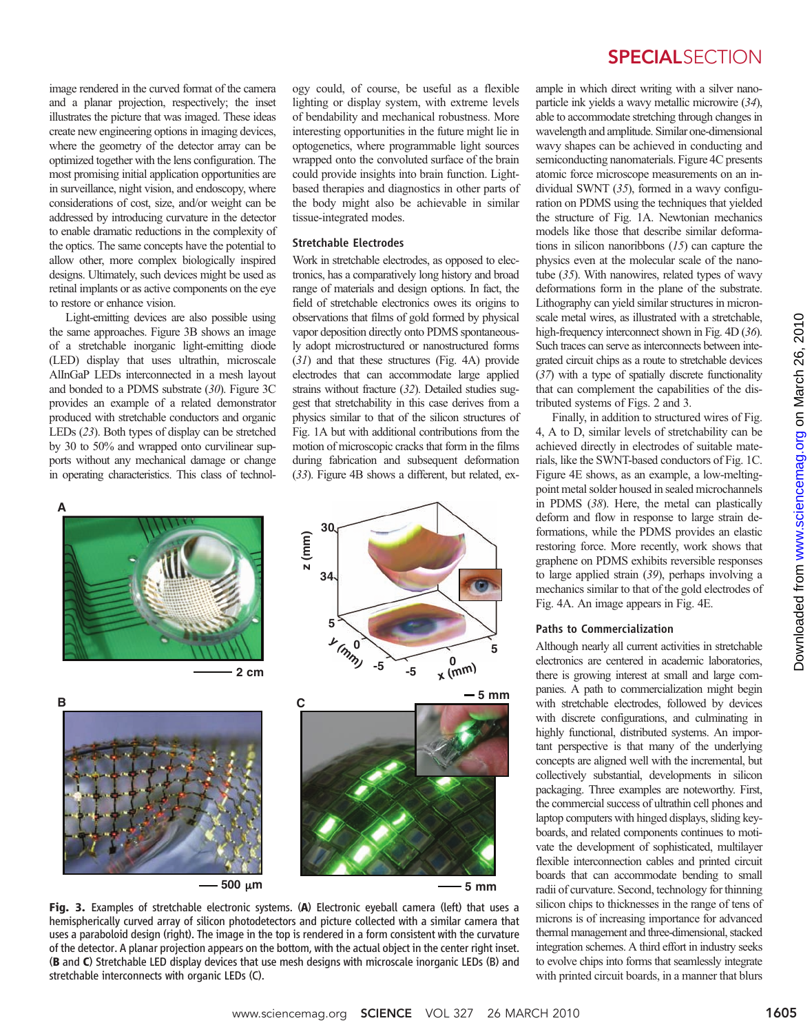image rendered in the curved format of the camera and a planar projection, respectively; the inset illustrates the picture that was imaged. These ideas create new engineering options in imaging devices, where the geometry of the detector array can be optimized together with the lens configuration. The most promising initial application opportunities are in surveillance, night vision, and endoscopy, where considerations of cost, size, and/or weight can be addressed by introducing curvature in the detector to enable dramatic reductions in the complexity of the optics. The same concepts have the potential to allow other, more complex biologically inspired designs. Ultimately, such devices might be used as retinal implants or as active components on the eye to restore or enhance vision.

Light-emitting devices are also possible using the same approaches. Figure 3B shows an image of a stretchable inorganic light-emitting diode (LED) display that uses ultrathin, microscale AlInGaP LEDs interconnected in a mesh layout and bonded to a PDMS substrate (*30*). Figure 3C provides an example of a related demonstrator produced with stretchable conductors and organic LEDs (*23*). Both types of display can be stretched by 30 to 50% and wrapped onto curvilinear supports without any mechanical damage or change in operating characteristics. This class of technology could, of course, be useful as a flexible lighting or display system, with extreme levels of bendability and mechanical robustness. More interesting opportunities in the future might lie in optogenetics, where programmable light sources wrapped onto the convoluted surface of the brain could provide insights into brain function. Light-based therapies and diagnostics in other parts of the body might also be achievable in similar tissue-integrated modes.

### Stretchable Electrodes

Work in stretchable electrodes, as opposed to electronics, has a comparatively long history and broad range of materials and design options. In fact, the field of stretchable electronics owes its origins to observations that films of gold formed by physical vapor deposition directly onto PDMS spontaneously adopt microstructured or nanostructured forms (*31*) and that these structures (Fig. 4A) provide electrodes that can accommodate large applied strains without fracture (*32*). Detailed studies suggest that stretchability in this case derives from a physics similar to that of the silicon structures of Fig. 1A but with additional contributions from the motion of microscopic cracks that form in the films during fabrication and subsequent deformation (*33*). Figure 4B shows a different, but related, example in which direct writing with a silver nanoparticle ink yields a wavy metallic microwire (*34*), able to accommodate stretching through changes in wavelength and amplitude. Similar one-dimensional wavy shapes can be achieved in conducting and semiconducting nanomaterials. Figure 4C presents atomic force microscope measurements on an individual SWNT (*35*), formed in a wavy configuration on PDMS using the techniques that yielded the structure of Fig. 1A. Newtonian mechanics models like those that describe similar deformations in silicon nanoribbons (*15*) can capture the physics even at the molecular scale of the nanotube (*35*). With nanowires, related types of wavy deformations form in the plane of the substrate. Lithography can yield similar structures in micron-scale metal wires, as illustrated with a stretchable, high-frequency interconnect shown in Fig. 4D (*36*). Such traces can serve as interconnects between integrated circuit chips as a route to stretchable devices (*37*) with a type of spatially discrete functionality that can complement the capabilities of the distributed systems of Figs. 2 and 3.

Finally, in addition to structured wires of Fig. 4, A to D, similar levels of stretchability can be achieved directly in electrodes of suitable materials, like the SWNT-based conductors of Fig. 1C. Figure 4E shows, as an example, a low-melting-point metal solder housed in sealed microchannels in PDMS (*38*). Here, the metal can plastically deform and flow in response to large strain deformations, while the PDMS provides an elastic restoring force. More recently, work shows that graphene on PDMS exhibits reversible responses to large applied strain (*39*), perhaps involving a mechanics similar to that of the gold electrodes of Fig. 4A. An image appears in Fig. 4E.

### Paths to Commercialization

Although nearly all current activities in stretchable electronics are centered in academic laboratories, there is growing interest at small and large companies. A path to commercialization might begin with stretchable electrodes, followed by devices with discrete configurations, and culminating in highly functional, distributed systems. An important perspective is that many of the underlying concepts are aligned well with the incremental, but collectively substantial, developments in silicon packaging. Three examples are noteworthy. First, the commercial success of ultrathin cell phones and laptop computers with hinged displays, sliding keyboards, and related components continues to motivate the development of sophisticated, multilayer flexible interconnection cables and printed circuit boards that can accommodate bending to small radii of curvature. Second, technology for thinning silicon chips to thicknesses in the range of tens of microns is of increasing importance for advanced thermal management and three-dimensional, stacked integration schemes. A third effort in industry seeks to evolve chips into forms that seamlessly integrate with printed circuit boards, in a manner that blurs

**Fig. 3.** Examples of stretchable electronic systems. (**A**) Electronic eyeball camera (left) that uses a hemispherically curved array of silicon photodetectors and picture collected with a similar camera that uses a paraboloid design (right). The image in the top is rendered in a form consistent with the curvature of the detector. A planar projection appears on the bottom, with the actual object in the center right inset. (**B** and **C**) Stretchable LED display devices that use mesh designs with microscale inorganic LEDs (B) and stretchable interconnects with organic LEDs (C).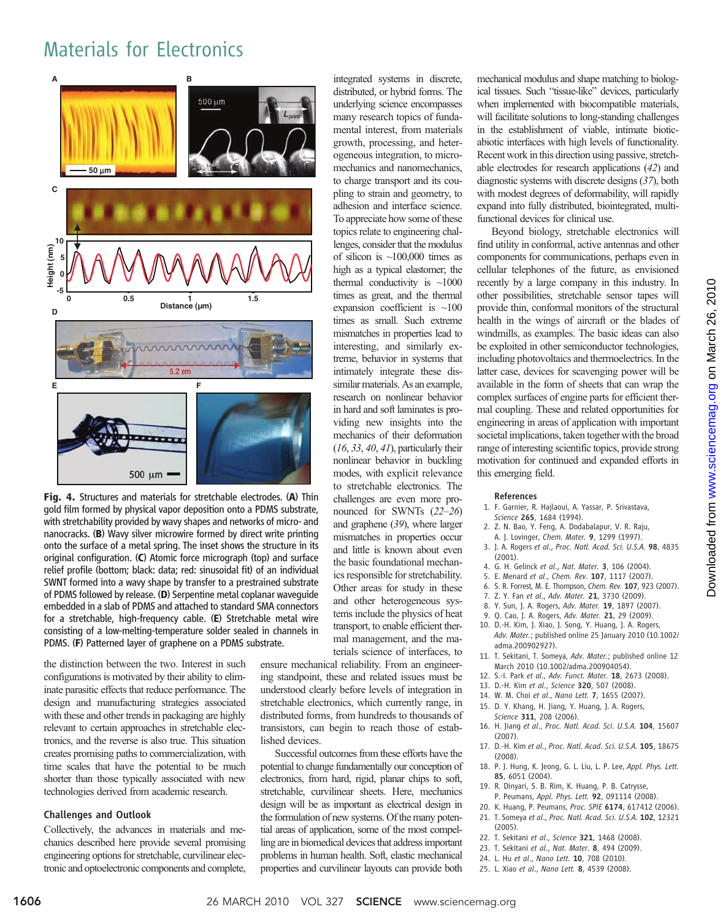## Materials for Electronics

**Fig. 4.** Structures and materials for stretchable electrodes. (**A**) Thin gold film formed by physical vapor deposition onto a PDMS substrate, with stretchability provided by wavy shapes and networks of micro- and nanocracks. (**B**) Wavy silver microwire formed by direct write printing onto the surface of a metal spring. The inset shows the structure in its original configuration. (**C**) Atomic force micrograph (top) and surface relief profile (bottom; black: data; red: sinusoidal fit) of an individual SWNT formed into a wavy shape by transfer to a prestrained substrate of PDMS followed by release. (**D**) Serpentine metal coplanar waveguide embedded in a slab of PDMS and attached to standard SMA connectors for a stretchable, high-frequency cable. (**E**) Stretchable metal wire consisting of a low-melting-temperature solder sealed in channels in PDMS. (**F**) Patterned layer of graphene on a PDMS substrate.

the distinction between the two. Interest in such configurations is motivated by their ability to eliminate parasitic effects that reduce performance. The design and manufacturing strategies associated with these and other trends in packaging are highly relevant to certain approaches in stretchable electronics, and the reverse is also true. This situation creates promising paths to commercialization, with time scales that have the potential to be much shorter than those typically associated with new technologies derived from academic research.

### Challenges and Outlook

Collectively, the advances in materials and mechanics described here provide several promising engineering options for stretchable, curvilinear electronic and optoelectronic components and complete, integrated systems in discrete, distributed, or hybrid forms. The underlying science encompasses many research topics of fundamental interest, from materials growth, processing, and heterogeneous integration, to micromechanics and nanomechanics, to charge transport and its coupling to strain and geometry, to adhesion and interface science. To appreciate how some of these topics relate to engineering challenges, consider that the modulus of silicon is ~100,000 times as high as a typical elastomer; the thermal conductivity is ~1000 times as great, and the thermal expansion coefficient is ~100 times as small. Such extreme mismatches in properties lead to interesting, and similarly extreme, behavior in systems that intimately integrate these dissimilar materials. As an example, research on nonlinear behavior in hard and soft laminates is providing new insights into the mechanics of their deformation (*16*, *33*, *40*, *41*), particularly their nonlinear behavior in buckling modes, with explicit relevance to stretchable electronics. The challenges are even more pronounced for SWNTs (*22*–*26*) and graphene (*39*), where larger mismatches in properties occur and little is known about even the basic foundational mechanics responsible for stretchability. Other areas for study in these and other heterogeneous systems include the physics of heat transport, to enable efficient thermal management, and the materials science of interfaces, to ensure mechanical reliability. From an engineering standpoint, these and related issues must be understood clearly before levels of integration in stretchable electronics, which currently range, in distributed forms, from hundreds to thousands of transistors, can begin to reach those of established devices.

Successful outcomes from these efforts have the potential to change fundamentally our conception of electronics, from hard, rigid, planar chips to soft, stretchable, curvilinear sheets. Here, mechanics design will be as important as electrical design in the formulation of new systems. Of the many potential areas of application, some of the most compelling are in biomedical devices that address important problems in human health. Soft, elastic mechanical properties and curvilinear layouts can provide both mechanical modulus and shape matching to biological tissues. Such "tissue-like" devices, particularly when implemented with biocompatible materials, will facilitate solutions to long-standing challenges in the establishment of viable, intimate biotic-abiotic interfaces with high levels of functionality. Recent work in this direction using passive, stretchable electrodes for research applications (*42*) and diagnostic systems with discrete designs (*37*), both with modest degrees of deformability, will rapidly expand into fully distributed, biointegrated, multifunctional devices for clinical use.

Beyond biology, stretchable electronics will find utility in conformal, active antennas and other components for communications, perhaps even in cellular telephones of the future, as envisioned recently by a large company in this industry. In other possibilities, stretchable sensor tapes will provide thin, conformal monitors of the structural health in the wings of aircraft or the blades of windmills, as examples. The basic ideas can also be exploited in other semiconductor technologies, including photovoltaics and thermoelectrics. In the latter case, devices for scavenging power will be available in the form of sheets that can wrap the complex surfaces of engine parts for efficient thermal coupling. These and related opportunities for engineering in areas of application with important societal implications, taken together with the broad range of interesting scientific topics, provide strong motivation for continued and expanded efforts in this emerging field.

### References

1. F. Garnier, R. Hajlaoui, A. Yassar, P. Srivastava, *Science* **265**, 1684 (1994).
2. Z. N. Bao, Y. Feng, A. Dodabalapur, V. R. Raju, A. J. Lovinger, *Chem. Mater.* **9**, 1299 (1997).
3. J. A. Rogers *et al.*, *Proc. Natl. Acad. Sci. U.S.A.* **98**, 4835 (2001).
4. G. H. Gelinck *et al.*, *Nat. Mater.* **3**, 106 (2004).
5. E. Menard *et al.*, *Chem. Rev.* **107**, 1117 (2007).
6. S. R. Forrest, M. E. Thompson, *Chem. Rev.* **107**, 923 (2007).
7. Z. Y. Fan *et al.*, *Adv. Mater.* **21**, 3730 (2009).
8. Y. Sun, J. A. Rogers, *Adv. Mater.* **19**, 1897 (2007).
9. Q. Cao, J. A. Rogers, *Adv. Mater.* **21**, 29 (2009).
10. D.-H. Kim, J. Xiao, J. Song, Y. Huang, J. A. Rogers, *Adv. Mater.*; published online 25 January 2010 (10.1002/adma.200902927).
11. T. Sekitani, T. Someya, *Adv. Mater.*; published online 12 March 2010 (10.1002/adma.200904054).
12. S.-I. Park *et al.*, *Adv. Funct. Mater.* **18**, 2673 (2008).
13. D.-H. Kim *et al.*, *Science* **320**, 507 (2008).
14. W. M. Choi *et al.*, *Nano Lett.* **7**, 1655 (2007).
15. D. Y. Khang, H. Jiang, Y. Huang, J. A. Rogers, *Science* **311**, 208 (2006).
16. H. Jiang *et al.*, *Proc. Natl. Acad. Sci. U.S.A.* **104**, 15607 (2007).
17. D.-H. Kim *et al.*, *Proc. Natl. Acad. Sci. U.S.A.* **105**, 18675 (2008).
18. P. J. Hung, K. Jeong, G. L. Liu, L. P. Lee, *Appl. Phys. Lett.* **85**, 6051 (2004).
19. R. Dinyari, S. B. Rim, K. Huang, P. B. Catrysse, P. Peumans, *Appl. Phys. Lett.* **92**, 091114 (2008).
20. K. Huang, P. Peumans, *Proc. SPIE* **6174**, 617412 (2006).
21. T. Someya *et al.*, *Proc. Natl. Acad. Sci. U.S.A.* **102**, 12321 (2005).
22. T. Sekitani *et al.*, *Science* **321**, 1468 (2008).
23. T. Sekitani *et al.*, *Nat. Mater.* **8**, 494 (2009).
24. L. Hu *et al.*, *Nano Lett.* **10**, 708 (2010).
25. L. Xiao *et al.*, *Nano Lett.* **8**, 4539 (2008).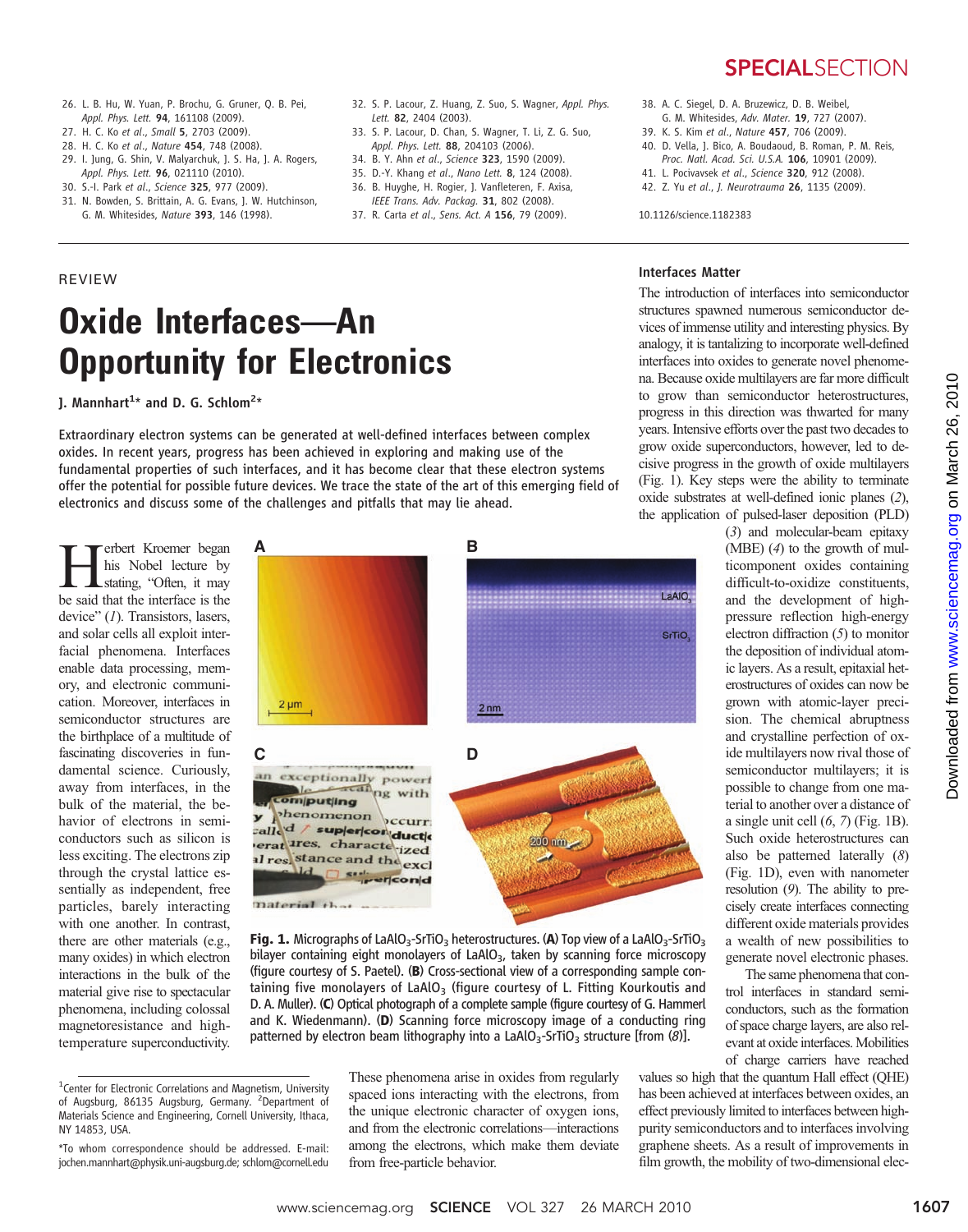26. L. B. Hu, W. Yuan, P. Brochu, G. Gruner, Q. B. Pei, *Appl. Phys. Lett.* **94**, 161108 (2009).
27. H. C. Ko *et al.*, *Small* **5**, 2703 (2009).
28. H. C. Ko *et al.*, *Nature* **454**, 748 (2008).
29. I. Jung, G. Shin, V. Malyarchuk, J. S. Ha, J. A. Rogers, *Appl. Phys. Lett.* **96**, 021110 (2010).
30. S.-I. Park *et al.*, *Science* **325**, 977 (2009).
31. N. Bowden, S. Brittain, A. G. Evans, J. W. Hutchinson, G. M. Whitesides, *Nature* **393**, 146 (1998).
32. S. P. Lacour, Z. Huang, Z. Suo, S. Wagner, *Appl. Phys. Lett.* **82**, 2404 (2003).
33. S. P. Lacour, D. Chan, S. Wagner, T. Li, Z. G. Suo, *Appl. Phys. Lett.* **88**, 204103 (2006).
34. B. Y. Ahn *et al.*, *Science* **323**, 1590 (2009).
35. D.-Y. Khang *et al.*, *Nano Lett.* **8**, 124 (2008).
36. B. Huyghe, H. Rogier, J. Vanfleteren, F. Axisa, *IEEE Trans. Adv. Packag.* **31**, 802 (2008).
37. R. Carta *et al.*, *Sens. Act. A* **156**, 79 (2009).
38. A. C. Siegel, D. A. Bruzewicz, D. B. Weibel, G. M. Whitesides, *Adv. Mater.* **19**, 727 (2007).
39. K. S. Kim *et al.*, *Nature* **457**, 706 (2009).
40. D. Vella, J. Bico, A. Boudaoud, B. Roman, P. M. Reis, *Proc. Natl. Acad. Sci. U.S.A.* **106**, 10901 (2009).
41. L. Pocivavsek *et al.*, *Science* **320**, 912 (2008).
42. Z. Yu *et al.*, *J. Neurotrauma* **26**, 1135 (2009).

10.1126/science.1182383

REVIEW

# Oxide Interfaces—An Opportunity for Electronics

**J. Mannhart[1]* and D. G. Schlom[2]***

Extraordinary electron systems can be generated at well-defined interfaces between complex oxides. In recent years, progress has been achieved in exploring and making use of the fundamental properties of such interfaces, and it has become clear that these electron systems offer the potential for possible future devices. We trace the state of the art of this emerging field of electronics and discuss some of the challenges and pitfalls that may lie ahead.

Herbert Kroemer began his Nobel lecture by stating, "Often, it may be said that the interface is the device" (*1*). Transistors, lasers, and solar cells all exploit interfacial phenomena. Interfaces enable data processing, memory, and electronic communication. Moreover, interfaces in semiconductor structures are the birthplace of a multitude of fascinating discoveries in fundamental science. Curiously, away from interfaces, in the bulk of the material, the behavior of electrons in semiconductors such as silicon is less exciting. The electrons zip through the crystal lattice essentially as independent, free particles, barely interacting with one another. In contrast, there are other materials (e.g., many oxides) in which electron interactions in the bulk of the material give rise to spectacular phenomena, including colossal magnetoresistance and high-temperature superconductivity. These phenomena arise in oxides from regularly spaced ions interacting with the electrons, from the unique electronic character of oxygen ions, and from the electronic correlations—interactions among the electrons, which make them deviate from free-particle behavior.

A

2 μm

B

LaAlO3

SrTiO3

2 nm

C

D

200 nm

**Fig. 1.** Micrographs of $LaAlO_3$-$SrTiO_3$ heterostructures. (**A**) Top view of a $LaAlO_3$-$SrTiO_3$ bilayer containing eight monolayers of $LaAlO_3$, taken by scanning force microscopy (figure courtesy of S. Paetel). (**B**) Cross-sectional view of a corresponding sample containing five monolayers of $LaAlO_3$ (figure courtesy of L. Fitting Kourkoutis and D. A. Muller). (**C**) Optical photograph of a complete sample (figure courtesy of G. Hammerl and K. Wiedenmann). (**D**) Scanning force microscopy image of a conducting ring patterned by electron beam lithography into a $LaAlO_3$-$SrTiO_3$ structure [from (*8*)].

[1]Center for Electronic Correlations and Magnetism, University of Augsburg, 86135 Augsburg, Germany. [2]Department of Materials Science and Engineering, Cornell University, Ithaca, NY 14853, USA.

*To whom correspondence should be addressed. E-mail: jochen.mannhart@physik.uni-augsburg.de; schlom@cornell.edu

## Interfaces Matter

The introduction of interfaces into semiconductor structures spawned numerous semiconductor devices of immense utility and interesting physics. By analogy, it is tantalizing to incorporate well-defined interfaces into oxides to generate novel phenomena. Because oxide multilayers are far more difficult to grow than semiconductor heterostructures, progress in this direction was thwarted for many years. Intensive efforts over the past two decades to grow oxide superconductors, however, led to decisive progress in the growth of oxide multilayers (Fig. 1). Key steps were the ability to terminate oxide substrates at well-defined ionic planes (*2*), the application of pulsed-laser deposition (PLD) (*3*) and molecular-beam epitaxy (MBE) (*4*) to the growth of multicomponent oxides containing difficult-to-oxidize constituents, and the development of high-pressure reflection high-energy electron diffraction (*5*) to monitor the deposition of individual atomic layers. As a result, epitaxial heterostructures of oxides can now be grown with atomic-layer precision. The chemical abruptness and crystalline perfection of oxide multilayers now rival those of semiconductor multilayers; it is possible to change from one material to another over a distance of a single unit cell (*6*, *7*) (Fig. 1B). Such oxide heterostructures can also be patterned laterally (*8*) (Fig. 1D), even with nanometer resolution (*9*). The ability to precisely create interfaces connecting different oxide materials provides a wealth of new possibilities to generate novel electronic phases.

The same phenomena that control interfaces in standard semiconductors, such as the formation of space charge layers, are also relevant at oxide interfaces. Mobilities of charge carriers have reached values so high that the quantum Hall effect (QHE) has been achieved at interfaces between oxides, an effect previously limited to interfaces between high-purity semiconductors and to interfaces involving graphene sheets. As a result of improvements in film growth, the mobility of two-dimensional elec-